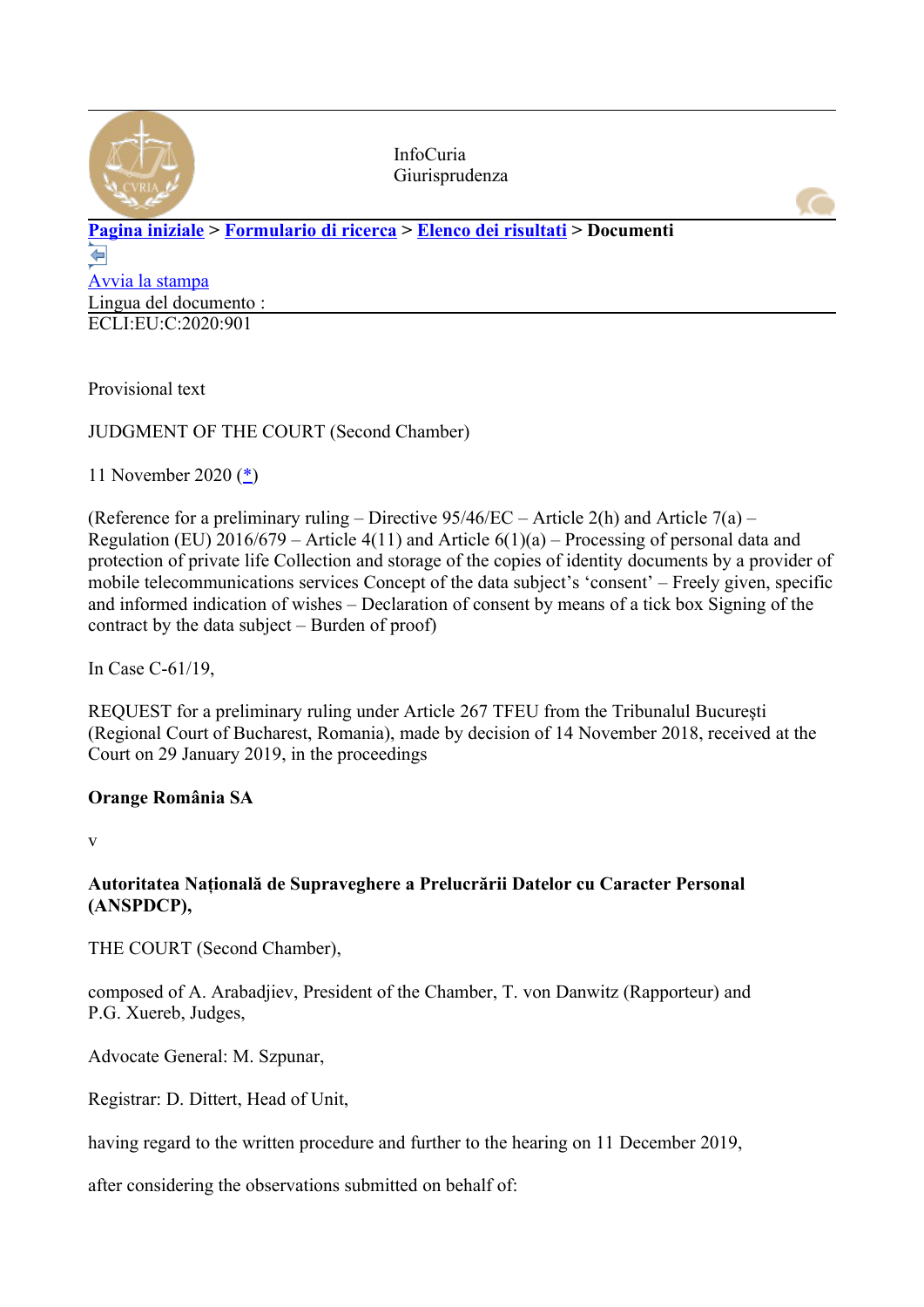InfoCuria
Giurisprudenza

[Pagina iniziale](#) > [Formulario di ricerca](#) > [Elenco dei risultati](#) > **Documenti**

[Avvia la stampa](#)

Lingua del documento :

ECLI:EU:C:2020:901

Provisional text

JUDGMENT OF THE COURT (Second Chamber)

11 November 2020 ([*](#))

(Reference for a preliminary ruling – Directive 95/46/EC – Article 2(h) and Article 7(a) – Regulation (EU) 2016/679 – Article 4(11) and Article 6(1)(a) – Processing of personal data and protection of private life Collection and storage of the copies of identity documents by a provider of mobile telecommunications services Concept of the data subject's 'consent' – Freely given, specific and informed indication of wishes – Declaration of consent by means of a tick box Signing of the contract by the data subject – Burden of proof)

In Case C-61/19,

REQUEST for a preliminary ruling under Article 267 TFEU from the Tribunalul București (Regional Court of Bucharest, Romania), made by decision of 14 November 2018, received at the Court on 29 January 2019, in the proceedings

**Orange România SA**

v

**Autoritatea Națională de Supraveghere a Prelucrării Datelor cu Caracter Personal (ANSPDCP),**

THE COURT (Second Chamber),

composed of A. Arabadjiev, President of the Chamber, T. von Danwitz (Rapporteur) and P.G. Xuereb, Judges,

Advocate General: M. Szpunar,

Registrar: D. Dittert, Head of Unit,

having regard to the written procedure and further to the hearing on 11 December 2019,

after considering the observations submitted on behalf of: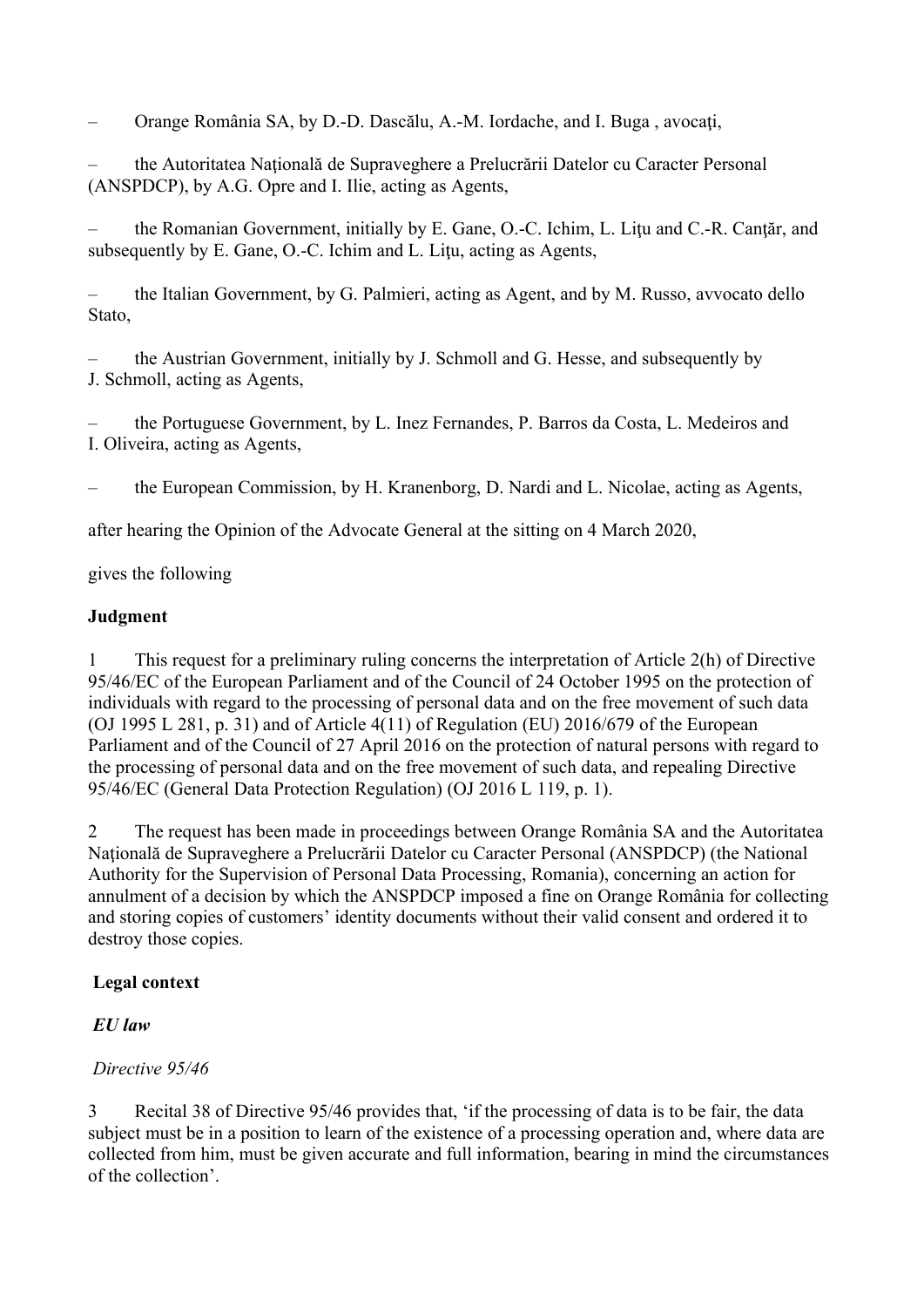– Orange România SA, by D.-D. Dascălu, A.-M. Iordache, and I. Buga , avocaţi,

– the Autoritatea Naţională de Supraveghere a Prelucrării Datelor cu Caracter Personal (ANSPDCP), by A.G. Opre and I. Ilie, acting as Agents,

– the Romanian Government, initially by E. Gane, O.-C. Ichim, L. Liţu and C.-R. Canţăr, and subsequently by E. Gane, O.-C. Ichim and L. Liţu, acting as Agents,

– the Italian Government, by G. Palmieri, acting as Agent, and by M. Russo, avvocato dello Stato,

– the Austrian Government, initially by J. Schmoll and G. Hesse, and subsequently by J. Schmoll, acting as Agents,

– the Portuguese Government, by L. Inez Fernandes, P. Barros da Costa, L. Medeiros and I. Oliveira, acting as Agents,

– the European Commission, by H. Kranenborg, D. Nardi and L. Nicolae, acting as Agents,

after hearing the Opinion of the Advocate General at the sitting on 4 March 2020,

gives the following

**Judgment**

1 This request for a preliminary ruling concerns the interpretation of Article 2(h) of Directive 95/46/EC of the European Parliament and of the Council of 24 October 1995 on the protection of individuals with regard to the processing of personal data and on the free movement of such data (OJ 1995 L 281, p. 31) and of Article 4(11) of Regulation (EU) 2016/679 of the European Parliament and of the Council of 27 April 2016 on the protection of natural persons with regard to the processing of personal data and on the free movement of such data, and repealing Directive 95/46/EC (General Data Protection Regulation) (OJ 2016 L 119, p. 1).

2 The request has been made in proceedings between Orange România SA and the Autoritatea Naţională de Supraveghere a Prelucrării Datelor cu Caracter Personal (ANSPDCP) (the National Authority for the Supervision of Personal Data Processing, Romania), concerning an action for annulment of a decision by which the ANSPDCP imposed a fine on Orange România for collecting and storing copies of customers' identity documents without their valid consent and ordered it to destroy those copies.

**Legal context**

***EU law***

*Directive 95/46*

3 Recital 38 of Directive 95/46 provides that, 'if the processing of data is to be fair, the data subject must be in a position to learn of the existence of a processing operation and, where data are collected from him, must be given accurate and full information, bearing in mind the circumstances of the collection'.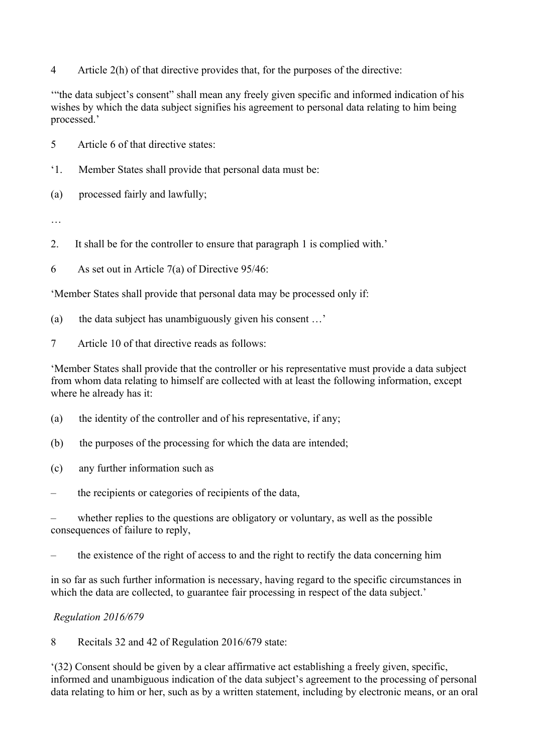4 Article 2(h) of that directive provides that, for the purposes of the directive:

'"the data subject's consent" shall mean any freely given specific and informed indication of his wishes by which the data subject signifies his agreement to personal data relating to him being processed.'

5 Article 6 of that directive states:

'1. Member States shall provide that personal data must be:

(a) processed fairly and lawfully;

…

2. It shall be for the controller to ensure that paragraph 1 is complied with.'

6 As set out in Article 7(a) of Directive 95/46:

'Member States shall provide that personal data may be processed only if:

(a) the data subject has unambiguously given his consent …'

7 Article 10 of that directive reads as follows:

'Member States shall provide that the controller or his representative must provide a data subject from whom data relating to himself are collected with at least the following information, except where he already has it:

(a) the identity of the controller and of his representative, if any;

(b) the purposes of the processing for which the data are intended;

(c) any further information such as

– the recipients or categories of recipients of the data,

– whether replies to the questions are obligatory or voluntary, as well as the possible consequences of failure to reply,

– the existence of the right of access to and the right to rectify the data concerning him

in so far as such further information is necessary, having regard to the specific circumstances in which the data are collected, to guarantee fair processing in respect of the data subject.'

*Regulation 2016/679*

8 Recitals 32 and 42 of Regulation 2016/679 state:

'(32) Consent should be given by a clear affirmative act establishing a freely given, specific, informed and unambiguous indication of the data subject's agreement to the processing of personal data relating to him or her, such as by a written statement, including by electronic means, or an oral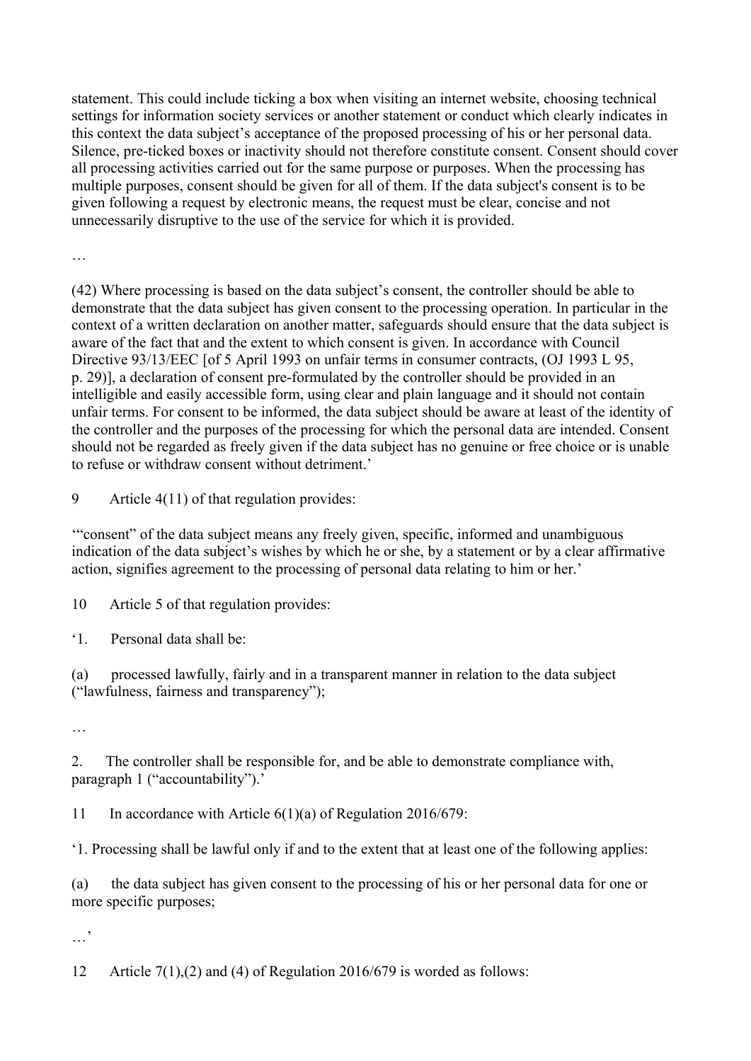statement. This could include ticking a box when visiting an internet website, choosing technical settings for information society services or another statement or conduct which clearly indicates in this context the data subject's acceptance of the proposed processing of his or her personal data. Silence, pre-ticked boxes or inactivity should not therefore constitute consent. Consent should cover all processing activities carried out for the same purpose or purposes. When the processing has multiple purposes, consent should be given for all of them. If the data subject's consent is to be given following a request by electronic means, the request must be clear, concise and not unnecessarily disruptive to the use of the service for which it is provided.

…

(42) Where processing is based on the data subject's consent, the controller should be able to demonstrate that the data subject has given consent to the processing operation. In particular in the context of a written declaration on another matter, safeguards should ensure that the data subject is aware of the fact that and the extent to which consent is given. In accordance with Council Directive 93/13/EEC [of 5 April 1993 on unfair terms in consumer contracts, (OJ 1993 L 95, p. 29)], a declaration of consent pre-formulated by the controller should be provided in an intelligible and easily accessible form, using clear and plain language and it should not contain unfair terms. For consent to be informed, the data subject should be aware at least of the identity of the controller and the purposes of the processing for which the personal data are intended. Consent should not be regarded as freely given if the data subject has no genuine or free choice or is unable to refuse or withdraw consent without detriment.'

9 Article 4(11) of that regulation provides:

'"consent" of the data subject means any freely given, specific, informed and unambiguous indication of the data subject's wishes by which he or she, by a statement or by a clear affirmative action, signifies agreement to the processing of personal data relating to him or her.'

10 Article 5 of that regulation provides:

'1. Personal data shall be:

(a) processed lawfully, fairly and in a transparent manner in relation to the data subject ("lawfulness, fairness and transparency");

…

2. The controller shall be responsible for, and be able to demonstrate compliance with, paragraph 1 ("accountability").'

11 In accordance with Article 6(1)(a) of Regulation 2016/679:

'1. Processing shall be lawful only if and to the extent that at least one of the following applies:

(a) the data subject has given consent to the processing of his or her personal data for one or more specific purposes;

…'

12 Article 7(1),(2) and (4) of Regulation 2016/679 is worded as follows: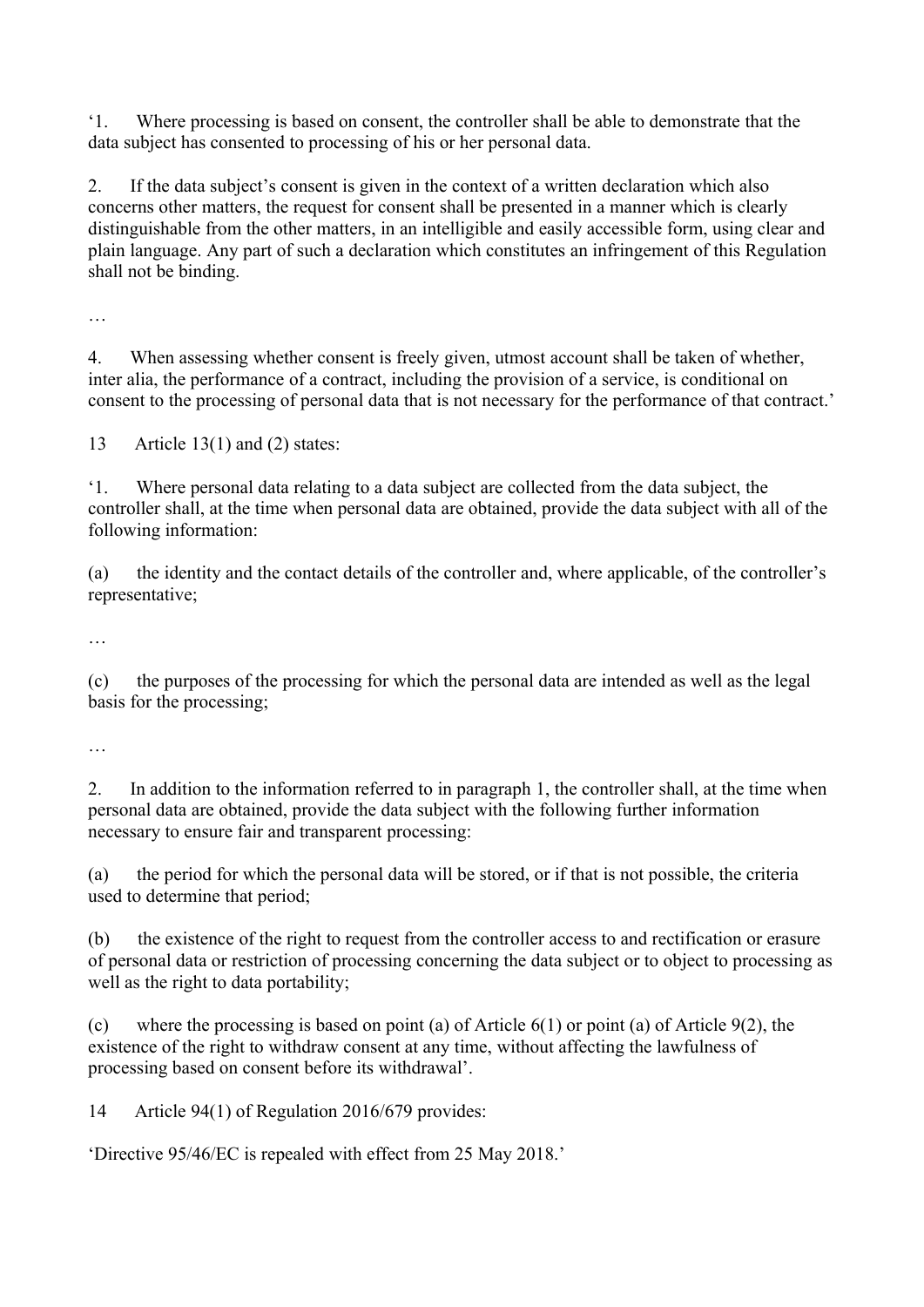‘1. Where processing is based on consent, the controller shall be able to demonstrate that the data subject has consented to processing of his or her personal data.

2. If the data subject’s consent is given in the context of a written declaration which also concerns other matters, the request for consent shall be presented in a manner which is clearly distinguishable from the other matters, in an intelligible and easily accessible form, using clear and plain language. Any part of such a declaration which constitutes an infringement of this Regulation shall not be binding.

…

4. When assessing whether consent is freely given, utmost account shall be taken of whether, inter alia, the performance of a contract, including the provision of a service, is conditional on consent to the processing of personal data that is not necessary for the performance of that contract.’

13 Article 13(1) and (2) states:

‘1. Where personal data relating to a data subject are collected from the data subject, the controller shall, at the time when personal data are obtained, provide the data subject with all of the following information:

(a) the identity and the contact details of the controller and, where applicable, of the controller’s representative;

…

(c) the purposes of the processing for which the personal data are intended as well as the legal basis for the processing;

…

2. In addition to the information referred to in paragraph 1, the controller shall, at the time when personal data are obtained, provide the data subject with the following further information necessary to ensure fair and transparent processing:

(a) the period for which the personal data will be stored, or if that is not possible, the criteria used to determine that period;

(b) the existence of the right to request from the controller access to and rectification or erasure of personal data or restriction of processing concerning the data subject or to object to processing as well as the right to data portability;

(c) where the processing is based on point (a) of Article 6(1) or point (a) of Article 9(2), the existence of the right to withdraw consent at any time, without affecting the lawfulness of processing based on consent before its withdrawal’.

14 Article 94(1) of Regulation 2016/679 provides:

‘Directive 95/46/EC is repealed with effect from 25 May 2018.’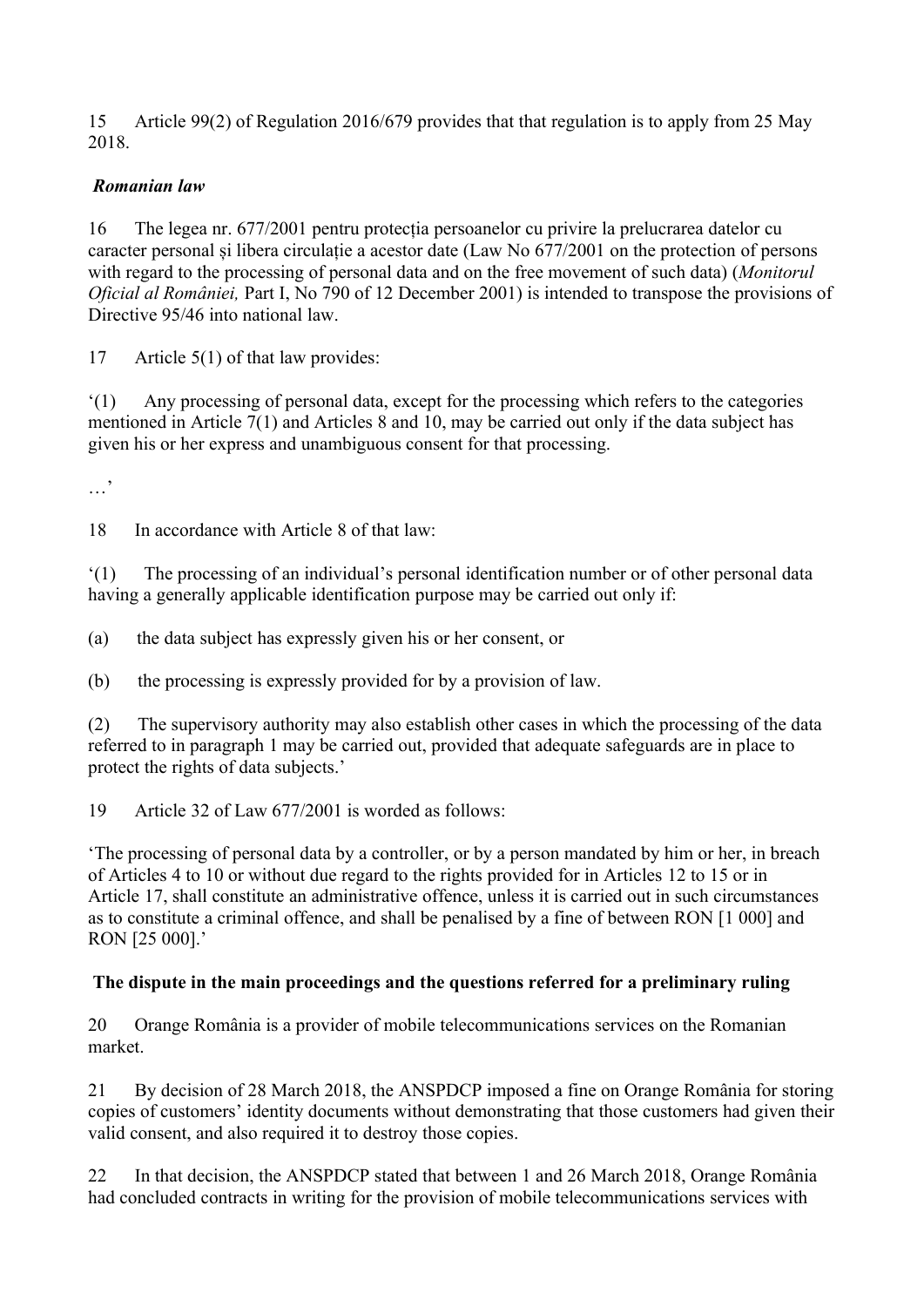15 Article 99(2) of Regulation 2016/679 provides that that regulation is to apply from 25 May 2018.

### *Romanian law*

16 The legea nr. 677/2001 pentru protecția persoanelor cu privire la prelucrarea datelor cu caracter personal și libera circulație a acestor date (Law No 677/2001 on the protection of persons with regard to the processing of personal data and on the free movement of such data) (*Monitorul Oficial al României,* Part I, No 790 of 12 December 2001) is intended to transpose the provisions of Directive 95/46 into national law.

17 Article 5(1) of that law provides:

'(1) Any processing of personal data, except for the processing which refers to the categories mentioned in Article 7(1) and Articles 8 and 10, may be carried out only if the data subject has given his or her express and unambiguous consent for that processing.

…'

18 In accordance with Article 8 of that law:

'(1) The processing of an individual's personal identification number or of other personal data having a generally applicable identification purpose may be carried out only if:

(a) the data subject has expressly given his or her consent, or

(b) the processing is expressly provided for by a provision of law.

(2) The supervisory authority may also establish other cases in which the processing of the data referred to in paragraph 1 may be carried out, provided that adequate safeguards are in place to protect the rights of data subjects.'

19 Article 32 of Law 677/2001 is worded as follows:

'The processing of personal data by a controller, or by a person mandated by him or her, in breach of Articles 4 to 10 or without due regard to the rights provided for in Articles 12 to 15 or in Article 17, shall constitute an administrative offence, unless it is carried out in such circumstances as to constitute a criminal offence, and shall be penalised by a fine of between RON [1 000] and RON [25 000].'

## The dispute in the main proceedings and the questions referred for a preliminary ruling

20 Orange România is a provider of mobile telecommunications services on the Romanian market.

21 By decision of 28 March 2018, the ANSPDCP imposed a fine on Orange România for storing copies of customers' identity documents without demonstrating that those customers had given their valid consent, and also required it to destroy those copies.

22 In that decision, the ANSPDCP stated that between 1 and 26 March 2018, Orange România had concluded contracts in writing for the provision of mobile telecommunications services with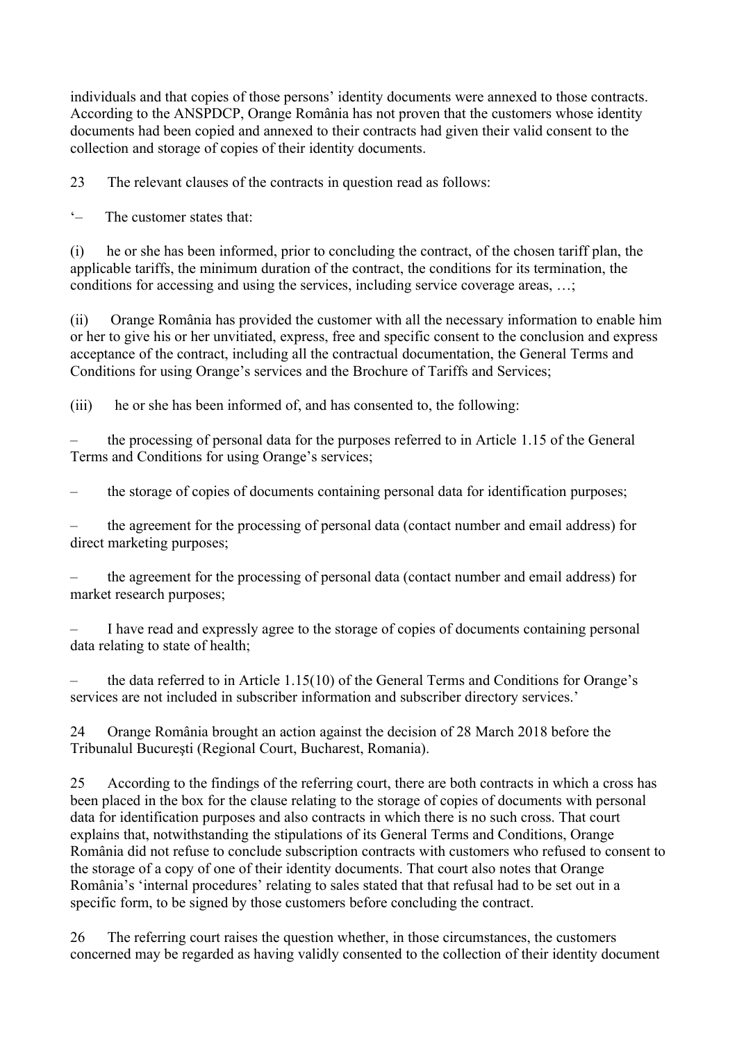individuals and that copies of those persons' identity documents were annexed to those contracts. According to the ANSPDCP, Orange România has not proven that the customers whose identity documents had been copied and annexed to their contracts had given their valid consent to the collection and storage of copies of their identity documents.

23 The relevant clauses of the contracts in question read as follows:

'– The customer states that:

(i) he or she has been informed, prior to concluding the contract, of the chosen tariff plan, the applicable tariffs, the minimum duration of the contract, the conditions for its termination, the conditions for accessing and using the services, including service coverage areas, …;

(ii) Orange România has provided the customer with all the necessary information to enable him or her to give his or her unvitiated, express, free and specific consent to the conclusion and express acceptance of the contract, including all the contractual documentation, the General Terms and Conditions for using Orange's services and the Brochure of Tariffs and Services;

(iii) he or she has been informed of, and has consented to, the following:

– the processing of personal data for the purposes referred to in Article 1.15 of the General Terms and Conditions for using Orange's services;

– the storage of copies of documents containing personal data for identification purposes;

– the agreement for the processing of personal data (contact number and email address) for direct marketing purposes;

– the agreement for the processing of personal data (contact number and email address) for market research purposes;

– I have read and expressly agree to the storage of copies of documents containing personal data relating to state of health;

– the data referred to in Article 1.15(10) of the General Terms and Conditions for Orange's services are not included in subscriber information and subscriber directory services.'

24 Orange România brought an action against the decision of 28 March 2018 before the Tribunalul Bucureşti (Regional Court, Bucharest, Romania).

25 According to the findings of the referring court, there are both contracts in which a cross has been placed in the box for the clause relating to the storage of copies of documents with personal data for identification purposes and also contracts in which there is no such cross. That court explains that, notwithstanding the stipulations of its General Terms and Conditions, Orange România did not refuse to conclude subscription contracts with customers who refused to consent to the storage of a copy of one of their identity documents. That court also notes that Orange România's 'internal procedures' relating to sales stated that that refusal had to be set out in a specific form, to be signed by those customers before concluding the contract.

26 The referring court raises the question whether, in those circumstances, the customers concerned may be regarded as having validly consented to the collection of their identity document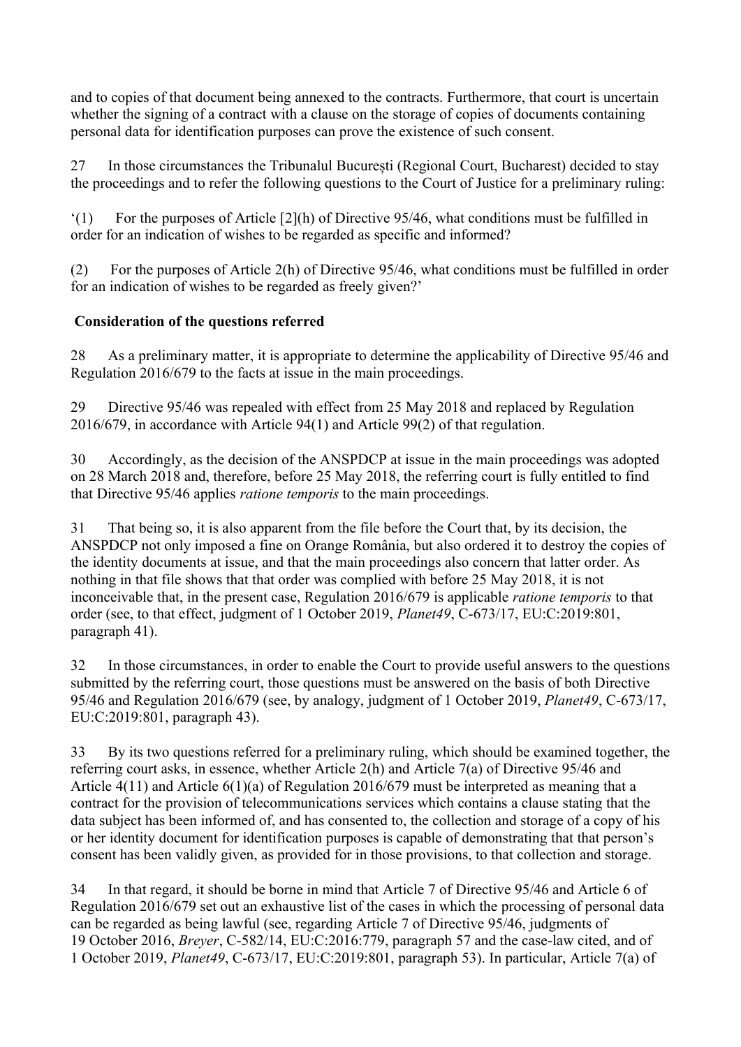and to copies of that document being annexed to the contracts. Furthermore, that court is uncertain whether the signing of a contract with a clause on the storage of copies of documents containing personal data for identification purposes can prove the existence of such consent.

27 In those circumstances the Tribunalul București (Regional Court, Bucharest) decided to stay the proceedings and to refer the following questions to the Court of Justice for a preliminary ruling:

'(1) For the purposes of Article [2](h) of Directive 95/46, what conditions must be fulfilled in order for an indication of wishes to be regarded as specific and informed?

(2) For the purposes of Article 2(h) of Directive 95/46, what conditions must be fulfilled in order for an indication of wishes to be regarded as freely given?'

**Consideration of the questions referred**

28 As a preliminary matter, it is appropriate to determine the applicability of Directive 95/46 and Regulation 2016/679 to the facts at issue in the main proceedings.

29 Directive 95/46 was repealed with effect from 25 May 2018 and replaced by Regulation 2016/679, in accordance with Article 94(1) and Article 99(2) of that regulation.

30 Accordingly, as the decision of the ANSPDCP at issue in the main proceedings was adopted on 28 March 2018 and, therefore, before 25 May 2018, the referring court is fully entitled to find that Directive 95/46 applies *ratione temporis* to the main proceedings.

31 That being so, it is also apparent from the file before the Court that, by its decision, the ANSPDCP not only imposed a fine on Orange România, but also ordered it to destroy the copies of the identity documents at issue, and that the main proceedings also concern that latter order. As nothing in that file shows that that order was complied with before 25 May 2018, it is not inconceivable that, in the present case, Regulation 2016/679 is applicable *ratione temporis* to that order (see, to that effect, judgment of 1 October 2019, *Planet49*, C-673/17, EU:C:2019:801, paragraph 41).

32 In those circumstances, in order to enable the Court to provide useful answers to the questions submitted by the referring court, those questions must be answered on the basis of both Directive 95/46 and Regulation 2016/679 (see, by analogy, judgment of 1 October 2019, *Planet49*, C-673/17, EU:C:2019:801, paragraph 43).

33 By its two questions referred for a preliminary ruling, which should be examined together, the referring court asks, in essence, whether Article 2(h) and Article 7(a) of Directive 95/46 and Article 4(11) and Article 6(1)(a) of Regulation 2016/679 must be interpreted as meaning that a contract for the provision of telecommunications services which contains a clause stating that the data subject has been informed of, and has consented to, the collection and storage of a copy of his or her identity document for identification purposes is capable of demonstrating that that person's consent has been validly given, as provided for in those provisions, to that collection and storage.

34 In that regard, it should be borne in mind that Article 7 of Directive 95/46 and Article 6 of Regulation 2016/679 set out an exhaustive list of the cases in which the processing of personal data can be regarded as being lawful (see, regarding Article 7 of Directive 95/46, judgments of 19 October 2016, *Breyer*, C-582/14, EU:C:2016:779, paragraph 57 and the case-law cited, and of 1 October 2019, *Planet49*, C-673/17, EU:C:2019:801, paragraph 53). In particular, Article 7(a) of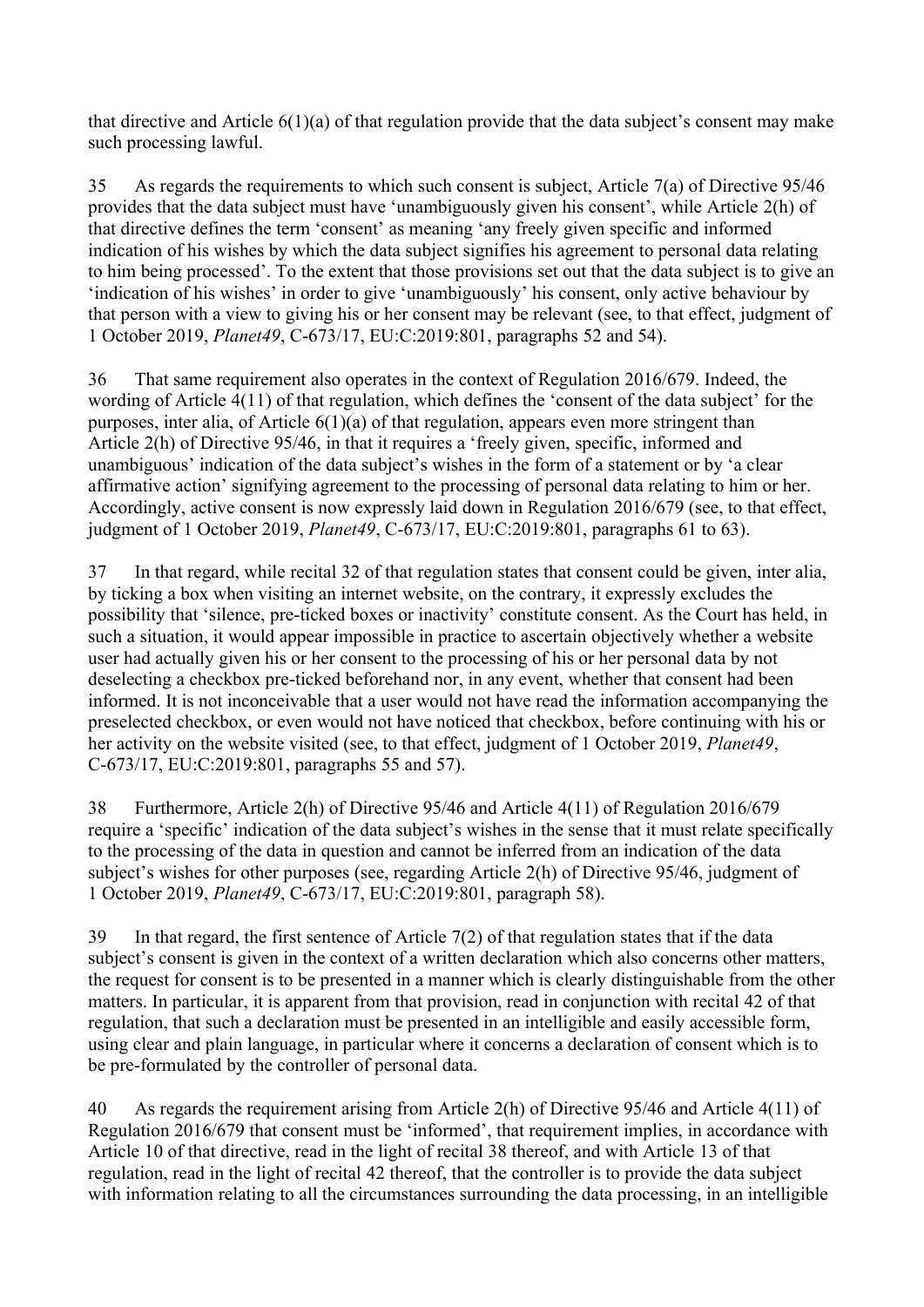that directive and Article 6(1)(a) of that regulation provide that the data subject's consent may make such processing lawful.

35 As regards the requirements to which such consent is subject, Article 7(a) of Directive 95/46 provides that the data subject must have 'unambiguously given his consent', while Article 2(h) of that directive defines the term 'consent' as meaning 'any freely given specific and informed indication of his wishes by which the data subject signifies his agreement to personal data relating to him being processed'. To the extent that those provisions set out that the data subject is to give an 'indication of his wishes' in order to give 'unambiguously' his consent, only active behaviour by that person with a view to giving his or her consent may be relevant (see, to that effect, judgment of 1 October 2019, *Planet49*, C‑673/17, EU:C:2019:801, paragraphs 52 and 54).

36 That same requirement also operates in the context of Regulation 2016/679. Indeed, the wording of Article 4(11) of that regulation, which defines the 'consent of the data subject' for the purposes, inter alia, of Article 6(1)(a) of that regulation, appears even more stringent than Article 2(h) of Directive 95/46, in that it requires a 'freely given, specific, informed and unambiguous' indication of the data subject's wishes in the form of a statement or by 'a clear affirmative action' signifying agreement to the processing of personal data relating to him or her. Accordingly, active consent is now expressly laid down in Regulation 2016/679 (see, to that effect, judgment of 1 October 2019, *Planet49*, C‑673/17, EU:C:2019:801, paragraphs 61 to 63).

37 In that regard, while recital 32 of that regulation states that consent could be given, inter alia, by ticking a box when visiting an internet website, on the contrary, it expressly excludes the possibility that 'silence, pre-ticked boxes or inactivity' constitute consent. As the Court has held, in such a situation, it would appear impossible in practice to ascertain objectively whether a website user had actually given his or her consent to the processing of his or her personal data by not deselecting a checkbox pre-ticked beforehand nor, in any event, whether that consent had been informed. It is not inconceivable that a user would not have read the information accompanying the preselected checkbox, or even would not have noticed that checkbox, before continuing with his or her activity on the website visited (see, to that effect, judgment of 1 October 2019, *Planet49*, C‑673/17, EU:C:2019:801, paragraphs 55 and 57).

38 Furthermore, Article 2(h) of Directive 95/46 and Article 4(11) of Regulation 2016/679 require a 'specific' indication of the data subject's wishes in the sense that it must relate specifically to the processing of the data in question and cannot be inferred from an indication of the data subject's wishes for other purposes (see, regarding Article 2(h) of Directive 95/46, judgment of 1 October 2019, *Planet49*, C‑673/17, EU:C:2019:801, paragraph 58).

39 In that regard, the first sentence of Article 7(2) of that regulation states that if the data subject's consent is given in the context of a written declaration which also concerns other matters, the request for consent is to be presented in a manner which is clearly distinguishable from the other matters. In particular, it is apparent from that provision, read in conjunction with recital 42 of that regulation, that such a declaration must be presented in an intelligible and easily accessible form, using clear and plain language, in particular where it concerns a declaration of consent which is to be pre-formulated by the controller of personal data.

40 As regards the requirement arising from Article 2(h) of Directive 95/46 and Article 4(11) of Regulation 2016/679 that consent must be 'informed', that requirement implies, in accordance with Article 10 of that directive, read in the light of recital 38 thereof, and with Article 13 of that regulation, read in the light of recital 42 thereof, that the controller is to provide the data subject with information relating to all the circumstances surrounding the data processing, in an intelligible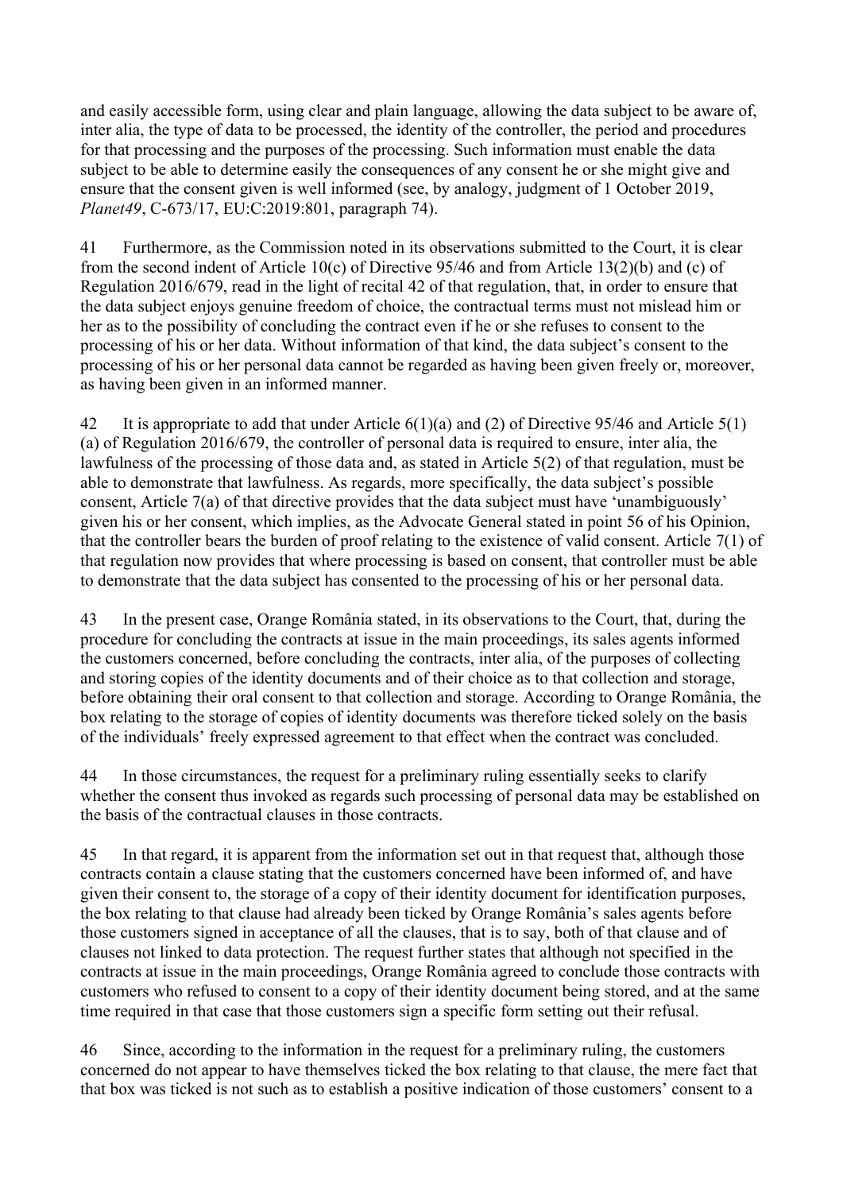and easily accessible form, using clear and plain language, allowing the data subject to be aware of, inter alia, the type of data to be processed, the identity of the controller, the period and procedures for that processing and the purposes of the processing. Such information must enable the data subject to be able to determine easily the consequences of any consent he or she might give and ensure that the consent given is well informed (see, by analogy, judgment of 1 October 2019, *Planet49*, C-673/17, EU:C:2019:801, paragraph 74).

41 Furthermore, as the Commission noted in its observations submitted to the Court, it is clear from the second indent of Article 10(c) of Directive 95/46 and from Article 13(2)(b) and (c) of Regulation 2016/679, read in the light of recital 42 of that regulation, that, in order to ensure that the data subject enjoys genuine freedom of choice, the contractual terms must not mislead him or her as to the possibility of concluding the contract even if he or she refuses to consent to the processing of his or her data. Without information of that kind, the data subject's consent to the processing of his or her personal data cannot be regarded as having been given freely or, moreover, as having been given in an informed manner.

42 It is appropriate to add that under Article 6(1)(a) and (2) of Directive 95/46 and Article 5(1)(a) of Regulation 2016/679, the controller of personal data is required to ensure, inter alia, the lawfulness of the processing of those data and, as stated in Article 5(2) of that regulation, must be able to demonstrate that lawfulness. As regards, more specifically, the data subject's possible consent, Article 7(a) of that directive provides that the data subject must have 'unambiguously' given his or her consent, which implies, as the Advocate General stated in point 56 of his Opinion, that the controller bears the burden of proof relating to the existence of valid consent. Article 7(1) of that regulation now provides that where processing is based on consent, that controller must be able to demonstrate that the data subject has consented to the processing of his or her personal data.

43 In the present case, Orange România stated, in its observations to the Court, that, during the procedure for concluding the contracts at issue in the main proceedings, its sales agents informed the customers concerned, before concluding the contracts, inter alia, of the purposes of collecting and storing copies of the identity documents and of their choice as to that collection and storage, before obtaining their oral consent to that collection and storage. According to Orange România, the box relating to the storage of copies of identity documents was therefore ticked solely on the basis of the individuals' freely expressed agreement to that effect when the contract was concluded.

44 In those circumstances, the request for a preliminary ruling essentially seeks to clarify whether the consent thus invoked as regards such processing of personal data may be established on the basis of the contractual clauses in those contracts.

45 In that regard, it is apparent from the information set out in that request that, although those contracts contain a clause stating that the customers concerned have been informed of, and have given their consent to, the storage of a copy of their identity document for identification purposes, the box relating to that clause had already been ticked by Orange România's sales agents before those customers signed in acceptance of all the clauses, that is to say, both of that clause and of clauses not linked to data protection. The request further states that although not specified in the contracts at issue in the main proceedings, Orange România agreed to conclude those contracts with customers who refused to consent to a copy of their identity document being stored, and at the same time required in that case that those customers sign a specific form setting out their refusal.

46 Since, according to the information in the request for a preliminary ruling, the customers concerned do not appear to have themselves ticked the box relating to that clause, the mere fact that that box was ticked is not such as to establish a positive indication of those customers' consent to a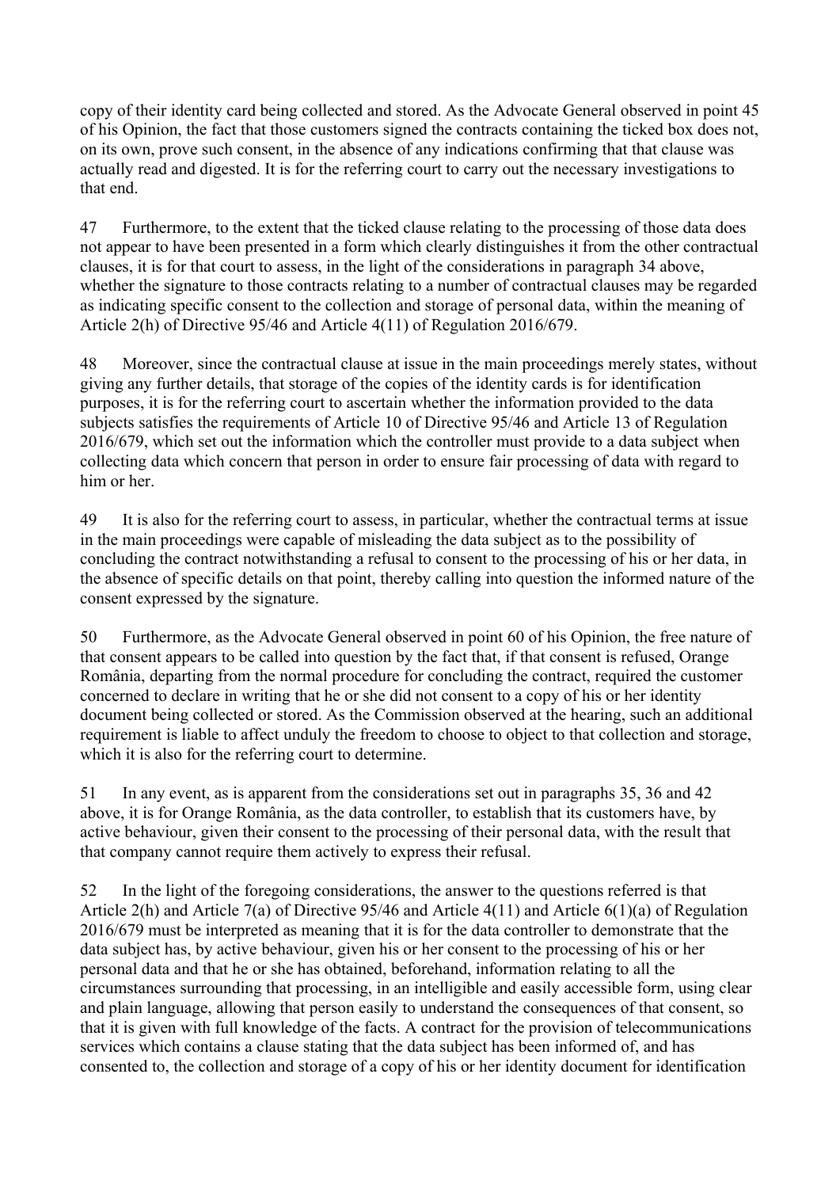copy of their identity card being collected and stored. As the Advocate General observed in point 45 of his Opinion, the fact that those customers signed the contracts containing the ticked box does not, on its own, prove such consent, in the absence of any indications confirming that that clause was actually read and digested. It is for the referring court to carry out the necessary investigations to that end.

47 Furthermore, to the extent that the ticked clause relating to the processing of those data does not appear to have been presented in a form which clearly distinguishes it from the other contractual clauses, it is for that court to assess, in the light of the considerations in paragraph 34 above, whether the signature to those contracts relating to a number of contractual clauses may be regarded as indicating specific consent to the collection and storage of personal data, within the meaning of Article 2(h) of Directive 95/46 and Article 4(11) of Regulation 2016/679.

48 Moreover, since the contractual clause at issue in the main proceedings merely states, without giving any further details, that storage of the copies of the identity cards is for identification purposes, it is for the referring court to ascertain whether the information provided to the data subjects satisfies the requirements of Article 10 of Directive 95/46 and Article 13 of Regulation 2016/679, which set out the information which the controller must provide to a data subject when collecting data which concern that person in order to ensure fair processing of data with regard to him or her.

49 It is also for the referring court to assess, in particular, whether the contractual terms at issue in the main proceedings were capable of misleading the data subject as to the possibility of concluding the contract notwithstanding a refusal to consent to the processing of his or her data, in the absence of specific details on that point, thereby calling into question the informed nature of the consent expressed by the signature.

50 Furthermore, as the Advocate General observed in point 60 of his Opinion, the free nature of that consent appears to be called into question by the fact that, if that consent is refused, Orange România, departing from the normal procedure for concluding the contract, required the customer concerned to declare in writing that he or she did not consent to a copy of his or her identity document being collected or stored. As the Commission observed at the hearing, such an additional requirement is liable to affect unduly the freedom to choose to object to that collection and storage, which it is also for the referring court to determine.

51 In any event, as is apparent from the considerations set out in paragraphs 35, 36 and 42 above, it is for Orange România, as the data controller, to establish that its customers have, by active behaviour, given their consent to the processing of their personal data, with the result that that company cannot require them actively to express their refusal.

52 In the light of the foregoing considerations, the answer to the questions referred is that Article 2(h) and Article 7(a) of Directive 95/46 and Article 4(11) and Article 6(1)(a) of Regulation 2016/679 must be interpreted as meaning that it is for the data controller to demonstrate that the data subject has, by active behaviour, given his or her consent to the processing of his or her personal data and that he or she has obtained, beforehand, information relating to all the circumstances surrounding that processing, in an intelligible and easily accessible form, using clear and plain language, allowing that person easily to understand the consequences of that consent, so that it is given with full knowledge of the facts. A contract for the provision of telecommunications services which contains a clause stating that the data subject has been informed of, and has consented to, the collection and storage of a copy of his or her identity document for identification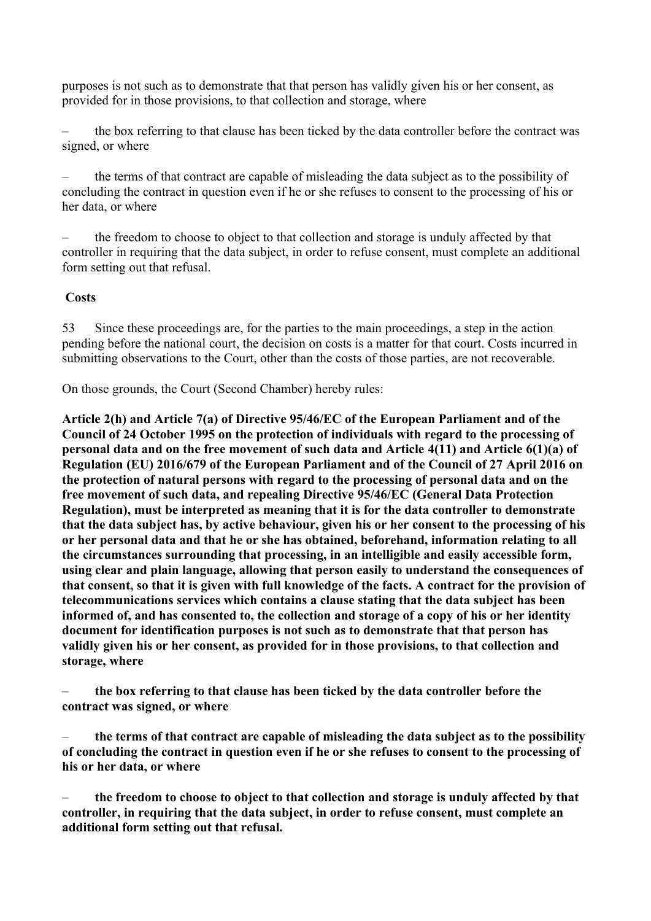purposes is not such as to demonstrate that that person has validly given his or her consent, as provided for in those provisions, to that collection and storage, where

– the box referring to that clause has been ticked by the data controller before the contract was signed, or where

– the terms of that contract are capable of misleading the data subject as to the possibility of concluding the contract in question even if he or she refuses to consent to the processing of his or her data, or where

– the freedom to choose to object to that collection and storage is unduly affected by that controller in requiring that the data subject, in order to refuse consent, must complete an additional form setting out that refusal.

**Costs**

53 Since these proceedings are, for the parties to the main proceedings, a step in the action pending before the national court, the decision on costs is a matter for that court. Costs incurred in submitting observations to the Court, other than the costs of those parties, are not recoverable.

On those grounds, the Court (Second Chamber) hereby rules:

**Article 2(h) and Article 7(a) of Directive 95/46/EC of the European Parliament and of the Council of 24 October 1995 on the protection of individuals with regard to the processing of personal data and on the free movement of such data and Article 4(11) and Article 6(1)(a) of Regulation (EU) 2016/679 of the European Parliament and of the Council of 27 April 2016 on the protection of natural persons with regard to the processing of personal data and on the free movement of such data, and repealing Directive 95/46/EC (General Data Protection Regulation), must be interpreted as meaning that it is for the data controller to demonstrate that the data subject has, by active behaviour, given his or her consent to the processing of his or her personal data and that he or she has obtained, beforehand, information relating to all the circumstances surrounding that processing, in an intelligible and easily accessible form, using clear and plain language, allowing that person easily to understand the consequences of that consent, so that it is given with full knowledge of the facts. A contract for the provision of telecommunications services which contains a clause stating that the data subject has been informed of, and has consented to, the collection and storage of a copy of his or her identity document for identification purposes is not such as to demonstrate that that person has validly given his or her consent, as provided for in those provisions, to that collection and storage, where**

– **the box referring to that clause has been ticked by the data controller before the contract was signed, or where**

– **the terms of that contract are capable of misleading the data subject as to the possibility of concluding the contract in question even if he or she refuses to consent to the processing of his or her data, or where**

– **the freedom to choose to object to that collection and storage is unduly affected by that controller, in requiring that the data subject, in order to refuse consent, must complete an additional form setting out that refusal.**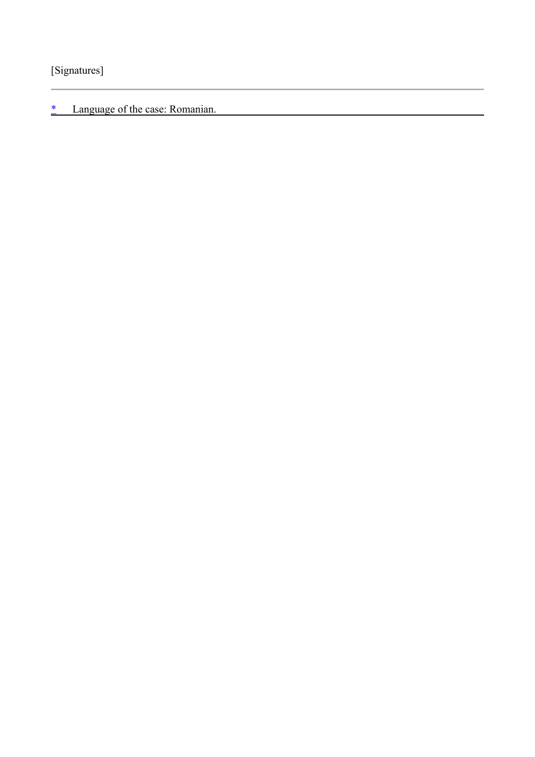[Signatures]

---

* Language of the case: Romanian.